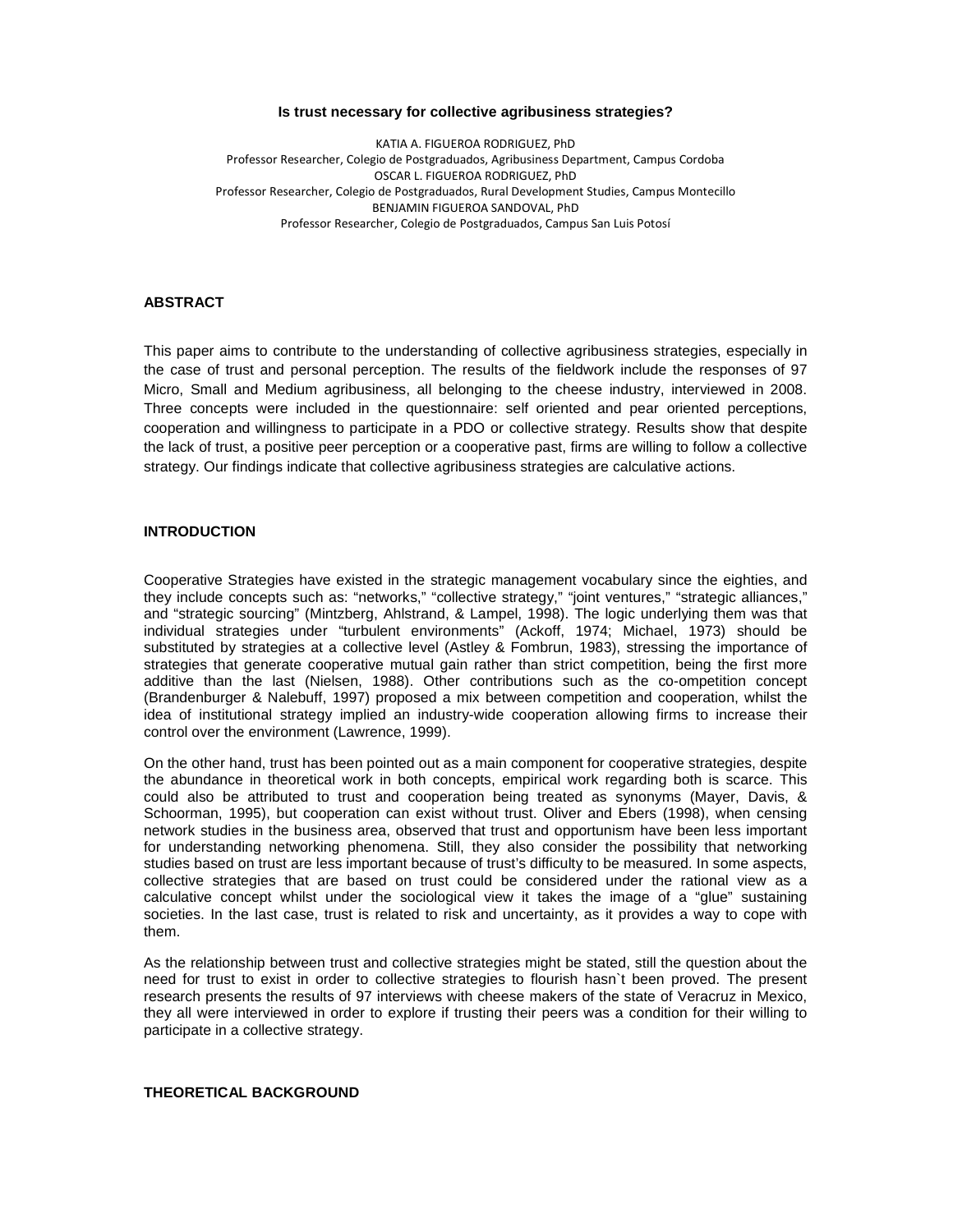**Is trust necessary for collective agribusiness strategies?**

KATIA A. FIGUEROA RODRIGUEZ, PhD
Professor Researcher, Colegio de Postgraduados, Agribusiness Department, Campus Cordoba
OSCAR L. FIGUEROA RODRIGUEZ, PhD
Professor Researcher, Colegio de Postgraduados, Rural Development Studies, Campus Montecillo
BENJAMIN FIGUEROA SANDOVAL, PhD
Professor Researcher, Colegio de Postgraduados, Campus San Luis Potosí

## ABSTRACT

This paper aims to contribute to the understanding of collective agribusiness strategies, especially in the case of trust and personal perception. The results of the fieldwork include the responses of 97 Micro, Small and Medium agribusiness, all belonging to the cheese industry, interviewed in 2008. Three concepts were included in the questionnaire: self oriented and pear oriented perceptions, cooperation and willingness to participate in a PDO or collective strategy. Results show that despite the lack of trust, a positive peer perception or a cooperative past, firms are willing to follow a collective strategy. Our findings indicate that collective agribusiness strategies are calculative actions.

## INTRODUCTION

Cooperative Strategies have existed in the strategic management vocabulary since the eighties, and they include concepts such as: "networks," "collective strategy," "joint ventures," "strategic alliances," and "strategic sourcing" (Mintzberg, Ahlstrand, & Lampel, 1998). The logic underlying them was that individual strategies under "turbulent environments" (Ackoff, 1974; Michael, 1973) should be substituted by strategies at a collective level (Astley & Fombrun, 1983), stressing the importance of strategies that generate cooperative mutual gain rather than strict competition, being the first more additive than the last (Nielsen, 1988). Other contributions such as the co-ompetition concept (Brandenburger & Nalebuff, 1997) proposed a mix between competition and cooperation, whilst the idea of institutional strategy implied an industry-wide cooperation allowing firms to increase their control over the environment (Lawrence, 1999).

On the other hand, trust has been pointed out as a main component for cooperative strategies, despite the abundance in theoretical work in both concepts, empirical work regarding both is scarce. This could also be attributed to trust and cooperation being treated as synonyms (Mayer, Davis, & Schoorman, 1995), but cooperation can exist without trust. Oliver and Ebers (1998), when censing network studies in the business area, observed that trust and opportunism have been less important for understanding networking phenomena. Still, they also consider the possibility that networking studies based on trust are less important because of trust's difficulty to be measured. In some aspects, collective strategies that are based on trust could be considered under the rational view as a calculative concept whilst under the sociological view it takes the image of a "glue" sustaining societies. In the last case, trust is related to risk and uncertainty, as it provides a way to cope with them.

As the relationship between trust and collective strategies might be stated, still the question about the need for trust to exist in order to collective strategies to flourish hasn`t been proved. The present research presents the results of 97 interviews with cheese makers of the state of Veracruz in Mexico, they all were interviewed in order to explore if trusting their peers was a condition for their willing to participate in a collective strategy.

## THEORETICAL BACKGROUND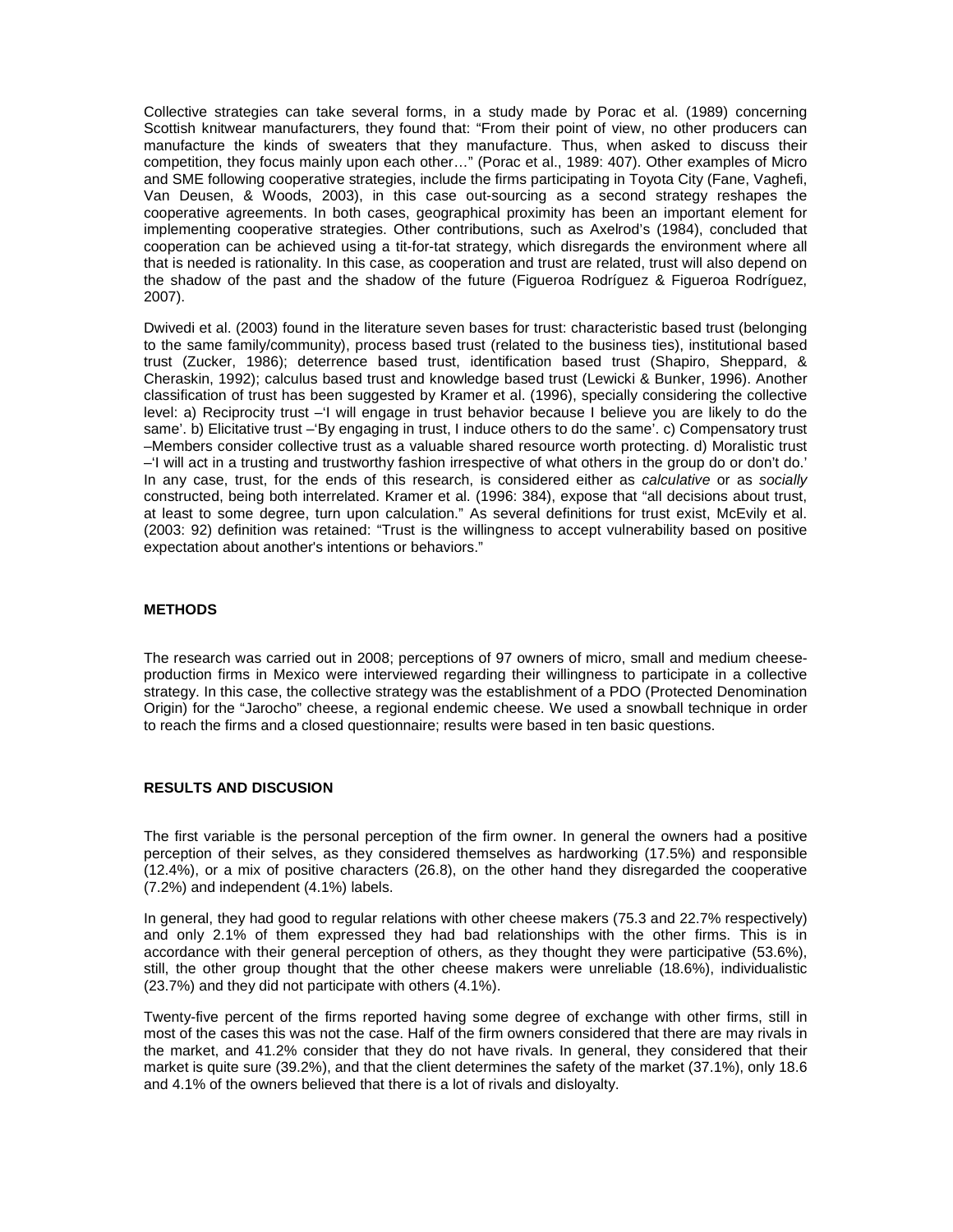Collective strategies can take several forms, in a study made by Porac et al. (1989) concerning Scottish knitwear manufacturers, they found that: "From their point of view, no other producers can manufacture the kinds of sweaters that they manufacture. Thus, when asked to discuss their competition, they focus mainly upon each other…" (Porac et al., 1989: 407). Other examples of Micro and SME following cooperative strategies, include the firms participating in Toyota City (Fane, Vaghefi, Van Deusen, & Woods, 2003), in this case out-sourcing as a second strategy reshapes the cooperative agreements. In both cases, geographical proximity has been an important element for implementing cooperative strategies. Other contributions, such as Axelrod's (1984), concluded that cooperation can be achieved using a tit-for-tat strategy, which disregards the environment where all that is needed is rationality. In this case, as cooperation and trust are related, trust will also depend on the shadow of the past and the shadow of the future (Figueroa Rodríguez & Figueroa Rodríguez, 2007).

Dwivedi et al. (2003) found in the literature seven bases for trust: characteristic based trust (belonging to the same family/community), process based trust (related to the business ties), institutional based trust (Zucker, 1986); deterrence based trust, identification based trust (Shapiro, Sheppard, & Cheraskin, 1992); calculus based trust and knowledge based trust (Lewicki & Bunker, 1996). Another classification of trust has been suggested by Kramer et al. (1996), specially considering the collective level: a) Reciprocity trust –'I will engage in trust behavior because I believe you are likely to do the same'. b) Elicitative trust –'By engaging in trust, I induce others to do the same'. c) Compensatory trust –Members consider collective trust as a valuable shared resource worth protecting. d) Moralistic trust –'I will act in a trusting and trustworthy fashion irrespective of what others in the group do or don't do.' In any case, trust, for the ends of this research, is considered either as *calculative* or as *socially* constructed, being both interrelated. Kramer et al. (1996: 384), expose that "all decisions about trust, at least to some degree, turn upon calculation." As several definitions for trust exist, McEvily et al. (2003: 92) definition was retained: "Trust is the willingness to accept vulnerability based on positive expectation about another's intentions or behaviors."

## METHODS

The research was carried out in 2008; perceptions of 97 owners of micro, small and medium cheese-production firms in Mexico were interviewed regarding their willingness to participate in a collective strategy. In this case, the collective strategy was the establishment of a PDO (Protected Denomination Origin) for the "Jarocho" cheese, a regional endemic cheese. We used a snowball technique in order to reach the firms and a closed questionnaire; results were based in ten basic questions.

## RESULTS AND DISCUSION

The first variable is the personal perception of the firm owner. In general the owners had a positive perception of their selves, as they considered themselves as hardworking (17.5%) and responsible (12.4%), or a mix of positive characters (26.8), on the other hand they disregarded the cooperative (7.2%) and independent (4.1%) labels.

In general, they had good to regular relations with other cheese makers (75.3 and 22.7% respectively) and only 2.1% of them expressed they had bad relationships with the other firms. This is in accordance with their general perception of others, as they thought they were participative (53.6%), still, the other group thought that the other cheese makers were unreliable (18.6%), individualistic (23.7%) and they did not participate with others (4.1%).

Twenty-five percent of the firms reported having some degree of exchange with other firms, still in most of the cases this was not the case. Half of the firm owners considered that there are may rivals in the market, and 41.2% consider that they do not have rivals. In general, they considered that their market is quite sure (39.2%), and that the client determines the safety of the market (37.1%), only 18.6 and 4.1% of the owners believed that there is a lot of rivals and disloyalty.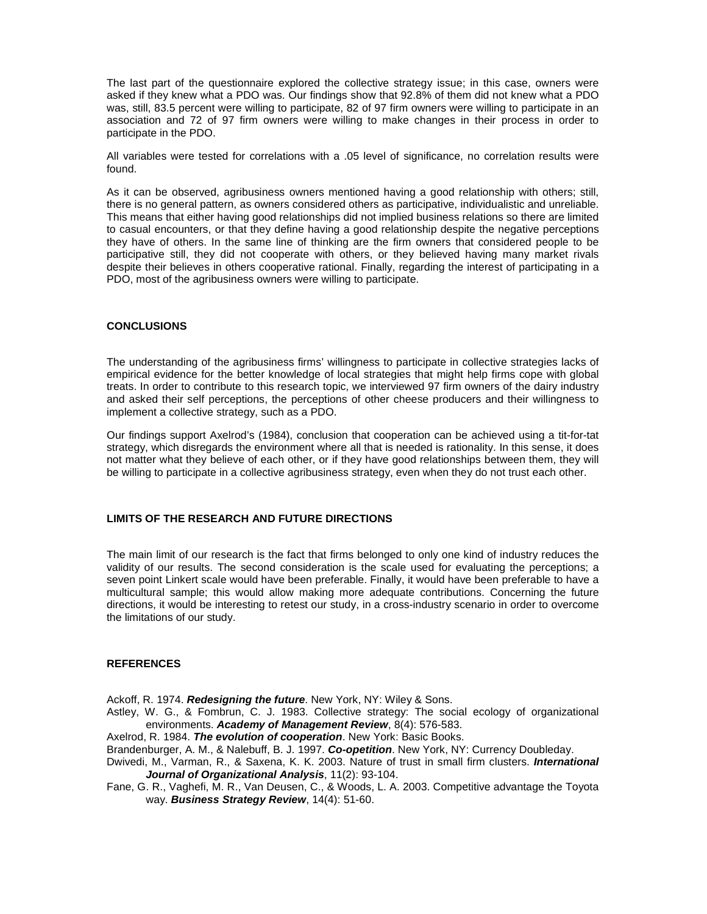The last part of the questionnaire explored the collective strategy issue; in this case, owners were asked if they knew what a PDO was. Our findings show that 92.8% of them did not knew what a PDO was, still, 83.5 percent were willing to participate, 82 of 97 firm owners were willing to participate in an association and 72 of 97 firm owners were willing to make changes in their process in order to participate in the PDO.

All variables were tested for correlations with a .05 level of significance, no correlation results were found.

As it can be observed, agribusiness owners mentioned having a good relationship with others; still, there is no general pattern, as owners considered others as participative, individualistic and unreliable. This means that either having good relationships did not implied business relations so there are limited to casual encounters, or that they define having a good relationship despite the negative perceptions they have of others. In the same line of thinking are the firm owners that considered people to be participative still, they did not cooperate with others, or they believed having many market rivals despite their believes in others cooperative rational. Finally, regarding the interest of participating in a PDO, most of the agribusiness owners were willing to participate.

## CONCLUSIONS

The understanding of the agribusiness firms' willingness to participate in collective strategies lacks of empirical evidence for the better knowledge of local strategies that might help firms cope with global treats. In order to contribute to this research topic, we interviewed 97 firm owners of the dairy industry and asked their self perceptions, the perceptions of other cheese producers and their willingness to implement a collective strategy, such as a PDO.

Our findings support Axelrod's (1984), conclusion that cooperation can be achieved using a tit-for-tat strategy, which disregards the environment where all that is needed is rationality. In this sense, it does not matter what they believe of each other, or if they have good relationships between them, they will be willing to participate in a collective agribusiness strategy, even when they do not trust each other.

## LIMITS OF THE RESEARCH AND FUTURE DIRECTIONS

The main limit of our research is the fact that firms belonged to only one kind of industry reduces the validity of our results. The second consideration is the scale used for evaluating the perceptions; a seven point Linkert scale would have been preferable. Finally, it would have been preferable to have a multicultural sample; this would allow making more adequate contributions. Concerning the future directions, it would be interesting to retest our study, in a cross-industry scenario in order to overcome the limitations of our study.

## REFERENCES

Ackoff, R. 1974. ***Redesigning the future***. New York, NY: Wiley & Sons.

Astley, W. G., & Fombrun, C. J. 1983. Collective strategy: The social ecology of organizational environments. ***Academy of Management Review***, 8(4): 576-583.

Axelrod, R. 1984. ***The evolution of cooperation***. New York: Basic Books.

Brandenburger, A. M., & Nalebuff, B. J. 1997. ***Co-opetition***. New York, NY: Currency Doubleday.

Dwivedi, M., Varman, R., & Saxena, K. K. 2003. Nature of trust in small firm clusters. ***International Journal of Organizational Analysis***, 11(2): 93-104.

Fane, G. R., Vaghefi, M. R., Van Deusen, C., & Woods, L. A. 2003. Competitive advantage the Toyota way. ***Business Strategy Review***, 14(4): 51-60.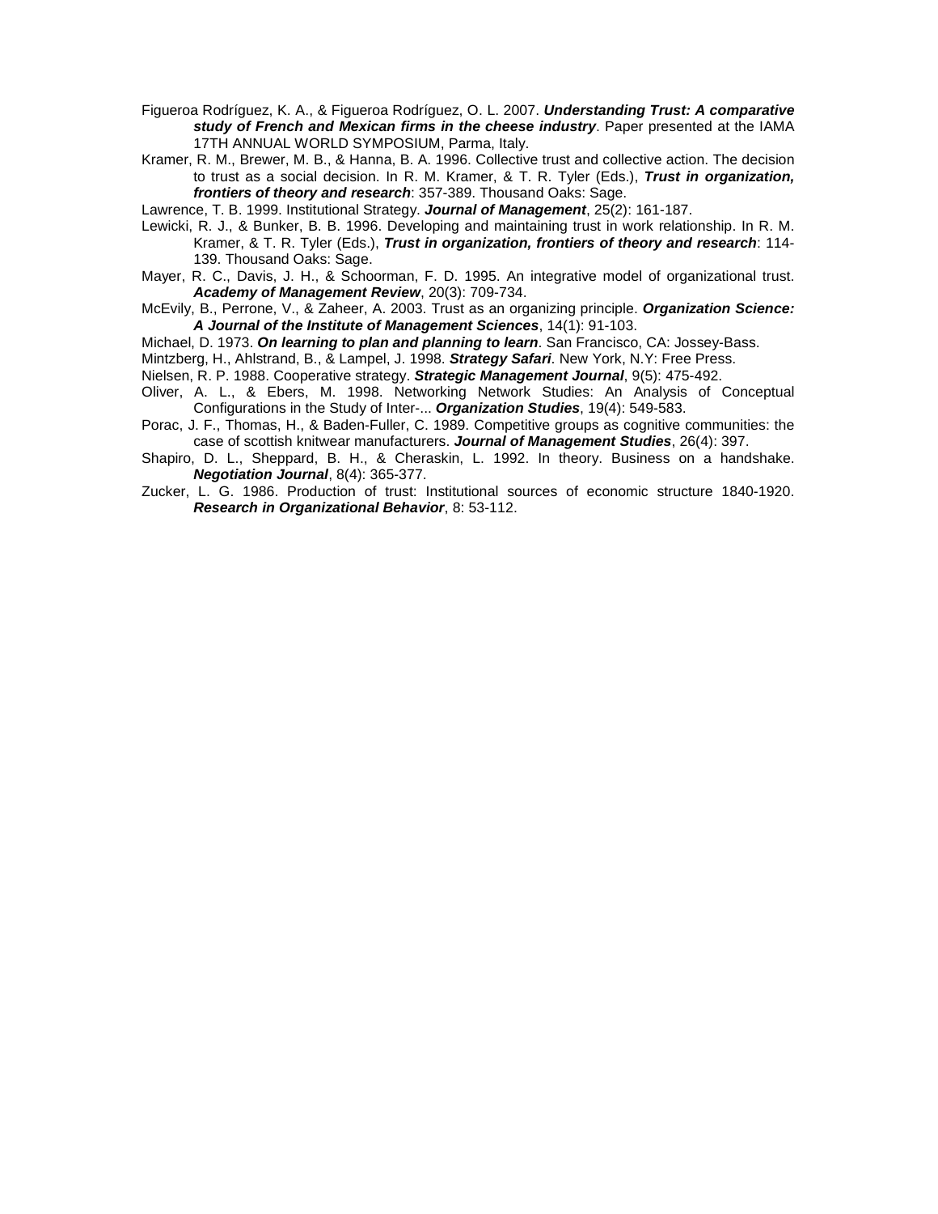Figueroa Rodríguez, K. A., & Figueroa Rodríguez, O. L. 2007. ***Understanding Trust: A comparative study of French and Mexican firms in the cheese industry***. Paper presented at the IAMA 17TH ANNUAL WORLD SYMPOSIUM, Parma, Italy.

Kramer, R. M., Brewer, M. B., & Hanna, B. A. 1996. Collective trust and collective action. The decision to trust as a social decision. In R. M. Kramer, & T. R. Tyler (Eds.), ***Trust in organization, frontiers of theory and research***: 357-389. Thousand Oaks: Sage.

Lawrence, T. B. 1999. Institutional Strategy. ***Journal of Management***, 25(2): 161-187.

Lewicki, R. J., & Bunker, B. B. 1996. Developing and maintaining trust in work relationship. In R. M. Kramer, & T. R. Tyler (Eds.), ***Trust in organization, frontiers of theory and research***: 114-139. Thousand Oaks: Sage.

Mayer, R. C., Davis, J. H., & Schoorman, F. D. 1995. An integrative model of organizational trust. ***Academy of Management Review***, 20(3): 709-734.

McEvily, B., Perrone, V., & Zaheer, A. 2003. Trust as an organizing principle. ***Organization Science: A Journal of the Institute of Management Sciences***, 14(1): 91-103.

Michael, D. 1973. ***On learning to plan and planning to learn***. San Francisco, CA: Jossey-Bass.

Mintzberg, H., Ahlstrand, B., & Lampel, J. 1998. ***Strategy Safari***. New York, N.Y: Free Press.

Nielsen, R. P. 1988. Cooperative strategy. ***Strategic Management Journal***, 9(5): 475-492.

Oliver, A. L., & Ebers, M. 1998. Networking Network Studies: An Analysis of Conceptual Configurations in the Study of Inter-... ***Organization Studies***, 19(4): 549-583.

Porac, J. F., Thomas, H., & Baden-Fuller, C. 1989. Competitive groups as cognitive communities: the case of scottish knitwear manufacturers. ***Journal of Management Studies***, 26(4): 397.

Shapiro, D. L., Sheppard, B. H., & Cheraskin, L. 1992. In theory. Business on a handshake. ***Negotiation Journal***, 8(4): 365-377.

Zucker, L. G. 1986. Production of trust: Institutional sources of economic structure 1840-1920. ***Research in Organizational Behavior***, 8: 53-112.